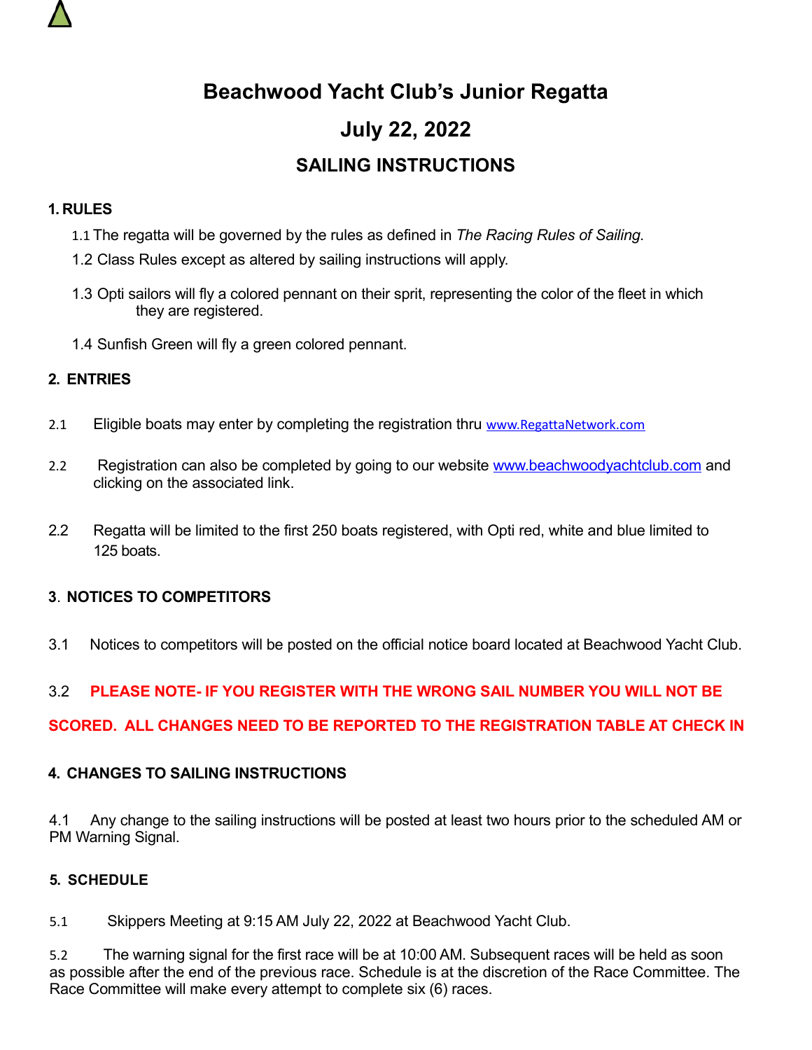# Beachwood Yacht Club's Junior Regatta

## July 22, 2022

## SAILING INSTRUCTIONS

**1. RULES**

1.1 The regatta will be governed by the rules as defined in *The Racing Rules of Sailing.*

1.2 Class Rules except as altered by sailing instructions will apply.

1.3 Opti sailors will fly a colored pennant on their sprit, representing the color of the fleet in which they are registered.

1.4 Sunfish Green will fly a green colored pennant.

**2. ENTRIES**

2.1 Eligible boats may enter by completing the registration thru www.RegattaNetwork.com

2.2 Registration can also be completed by going to our website www.beachwoodyachtclub.com and clicking on the associated link.

2.2 Regatta will be limited to the first 250 boats registered, with Opti red, white and blue limited to 125 boats.

**3. NOTICES TO COMPETITORS**

3.1 Notices to competitors will be posted on the official notice board located at Beachwood Yacht Club.

3.2 **PLEASE NOTE- IF YOU REGISTER WITH THE WRONG SAIL NUMBER YOU WILL NOT BE SCORED. ALL CHANGES NEED TO BE REPORTED TO THE REGISTRATION TABLE AT CHECK IN**

**4. CHANGES TO SAILING INSTRUCTIONS**

4.1 Any change to the sailing instructions will be posted at least two hours prior to the scheduled AM or PM Warning Signal.

**5. SCHEDULE**

5.1 Skippers Meeting at 9:15 AM July 22, 2022 at Beachwood Yacht Club.

5.2 The warning signal for the first race will be at 10:00 AM. Subsequent races will be held as soon as possible after the end of the previous race. Schedule is at the discretion of the Race Committee. The Race Committee will make every attempt to complete six (6) races.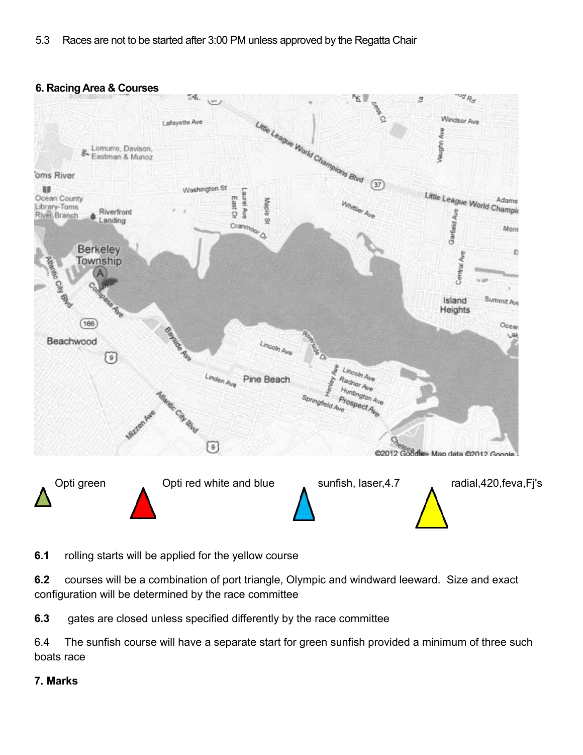5.3 Races are not to be started after 3:00 PM unless approved by the Regatta Chair

**6. Racing Area & Courses**

Opti green

Opti red white and blue

sunfish, laser,4.7

radial,420,feva,Fj's

**6.1** rolling starts will be applied for the yellow course

**6.2** courses will be a combination of port triangle, Olympic and windward leeward. Size and exact configuration will be determined by the race committee

**6.3** gates are closed unless specified differently by the race committee

6.4 The sunfish course will have a separate start for green sunfish provided a minimum of three such boats race

**7. Marks**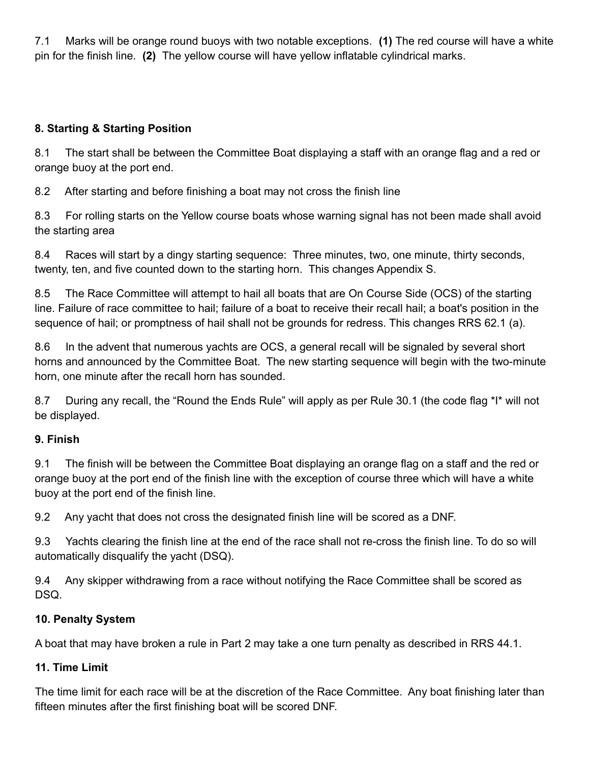7.1 Marks will be orange round buoys with two notable exceptions. **(1)** The red course will have a white pin for the finish line. **(2)** The yellow course will have yellow inflatable cylindrical marks.

### 8. Starting & Starting Position

8.1 The start shall be between the Committee Boat displaying a staff with an orange flag and a red or orange buoy at the port end.

8.2 After starting and before finishing a boat may not cross the finish line

8.3 For rolling starts on the Yellow course boats whose warning signal has not been made shall avoid the starting area

8.4 Races will start by a dingy starting sequence: Three minutes, two, one minute, thirty seconds, twenty, ten, and five counted down to the starting horn. This changes Appendix S.

8.5 The Race Committee will attempt to hail all boats that are On Course Side (OCS) of the starting line. Failure of race committee to hail; failure of a boat to receive their recall hail; a boat's position in the sequence of hail; or promptness of hail shall not be grounds for redress. This changes RRS 62.1 (a).

8.6 In the advent that numerous yachts are OCS, a general recall will be signaled by several short horns and announced by the Committee Boat. The new starting sequence will begin with the two-minute horn, one minute after the recall horn has sounded.

8.7 During any recall, the "Round the Ends Rule" will apply as per Rule 30.1 (the code flag *I* will not be displayed.

### 9. Finish

9.1 The finish will be between the Committee Boat displaying an orange flag on a staff and the red or orange buoy at the port end of the finish line with the exception of course three which will have a white buoy at the port end of the finish line.

9.2 Any yacht that does not cross the designated finish line will be scored as a DNF.

9.3 Yachts clearing the finish line at the end of the race shall not re-cross the finish line. To do so will automatically disqualify the yacht (DSQ).

9.4 Any skipper withdrawing from a race without notifying the Race Committee shall be scored as DSQ.

### 10. Penalty System

A boat that may have broken a rule in Part 2 may take a one turn penalty as described in RRS 44.1.

### 11. Time Limit

The time limit for each race will be at the discretion of the Race Committee. Any boat finishing later than fifteen minutes after the first finishing boat will be scored DNF.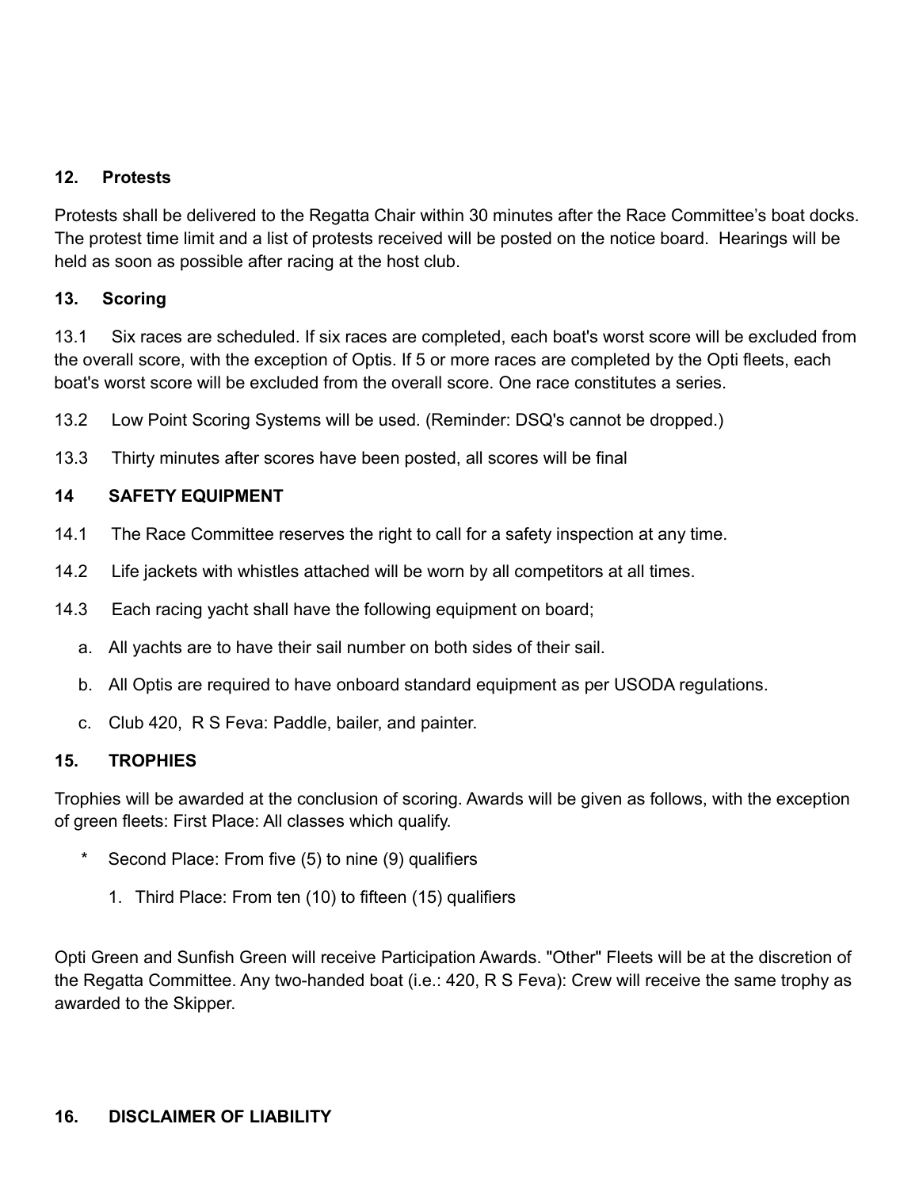## 12. Protests

Protests shall be delivered to the Regatta Chair within 30 minutes after the Race Committee's boat docks. The protest time limit and a list of protests received will be posted on the notice board. Hearings will be held as soon as possible after racing at the host club.

## 13. Scoring

13.1 Six races are scheduled. If six races are completed, each boat's worst score will be excluded from the overall score, with the exception of Optis. If 5 or more races are completed by the Opti fleets, each boat's worst score will be excluded from the overall score. One race constitutes a series.

13.2 Low Point Scoring Systems will be used. (Reminder: DSQ's cannot be dropped.)

13.3 Thirty minutes after scores have been posted, all scores will be final

## 14 SAFETY EQUIPMENT

14.1 The Race Committee reserves the right to call for a safety inspection at any time.

14.2 Life jackets with whistles attached will be worn by all competitors at all times.

14.3 Each racing yacht shall have the following equipment on board;

a. All yachts are to have their sail number on both sides of their sail.

b. All Optis are required to have onboard standard equipment as per USODA regulations.

c. Club 420, R S Feva: Paddle, bailer, and painter.

## 15. TROPHIES

Trophies will be awarded at the conclusion of scoring. Awards will be given as follows, with the exception of green fleets: First Place: All classes which qualify.

- Second Place: From five (5) to nine (9) qualifiers
    1. Third Place: From ten (10) to fifteen (15) qualifiers

Opti Green and Sunfish Green will receive Participation Awards. "Other" Fleets will be at the discretion of the Regatta Committee. Any two-handed boat (i.e.: 420, R S Feva): Crew will receive the same trophy as awarded to the Skipper.

## 16. DISCLAIMER OF LIABILITY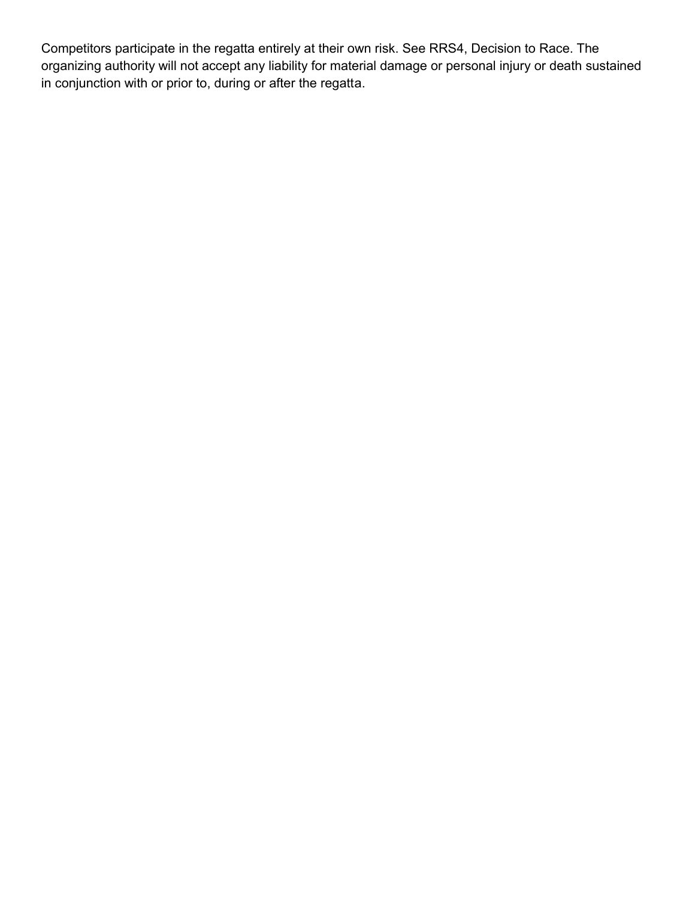Competitors participate in the regatta entirely at their own risk. See RRS4, Decision to Race. The organizing authority will not accept any liability for material damage or personal injury or death sustained in conjunction with or prior to, during or after the regatta.